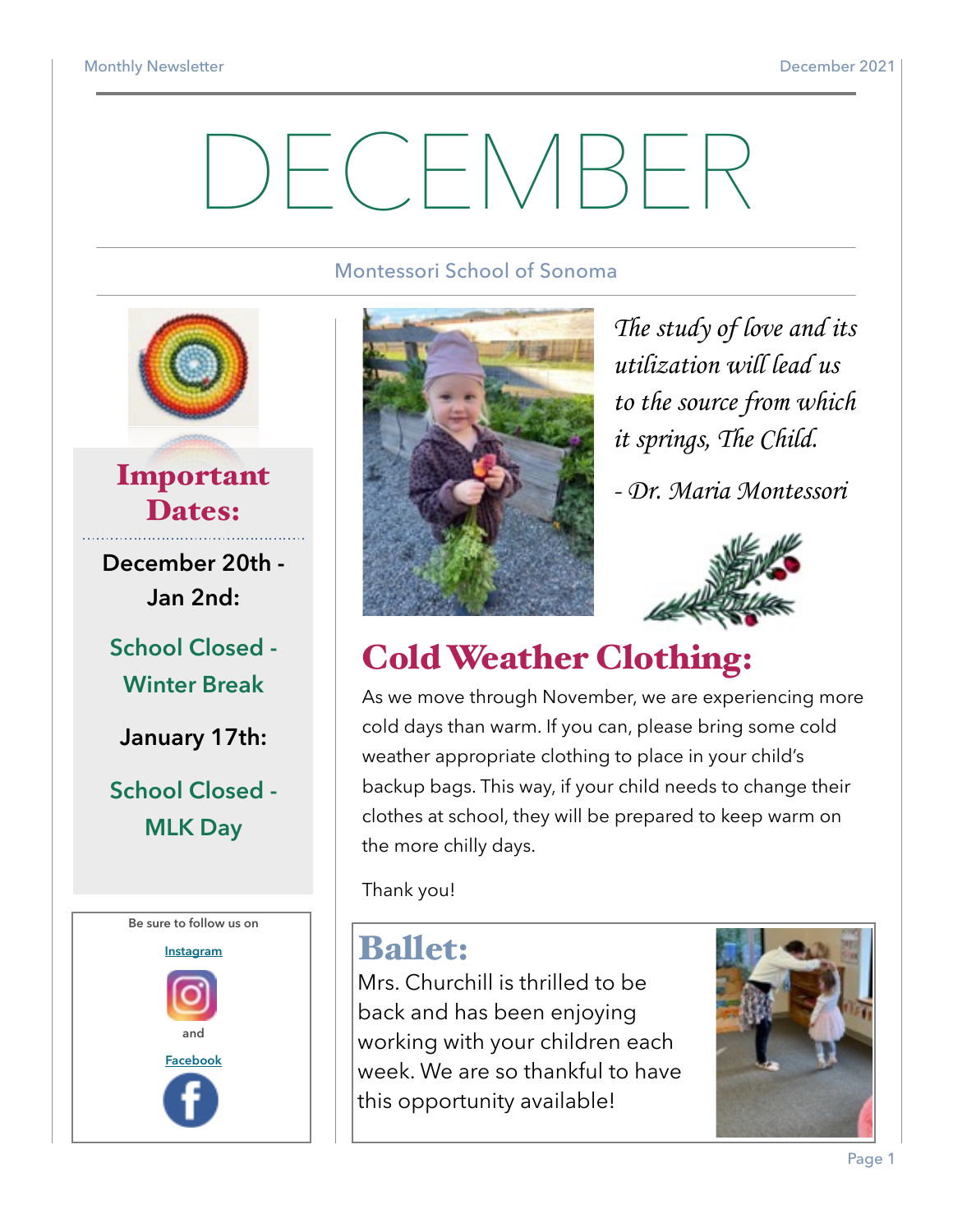# DECEMBER

Montessori School of Sonoma

## Important Dates:

**December 20th - Jan 2nd:**

School Closed - Winter Break

**January 17th:**

School Closed - MLK Day

Be sure to follow us on

[Instagram]

and

[Facebook]

*The study of love and its utilization will lead us to the source from which it springs, The Child.*

*- Dr. Maria Montessori*

## Cold Weather Clothing:

As we move through November, we are experiencing more cold days than warm. If you can, please bring some cold weather appropriate clothing to place in your child's backup bags. This way, if your child needs to change their clothes at school, they will be prepared to keep warm on the more chilly days.

Thank you!

## Ballet:

Mrs. Churchill is thrilled to be back and has been enjoying working with your children each week. We are so thankful to have this opportunity available!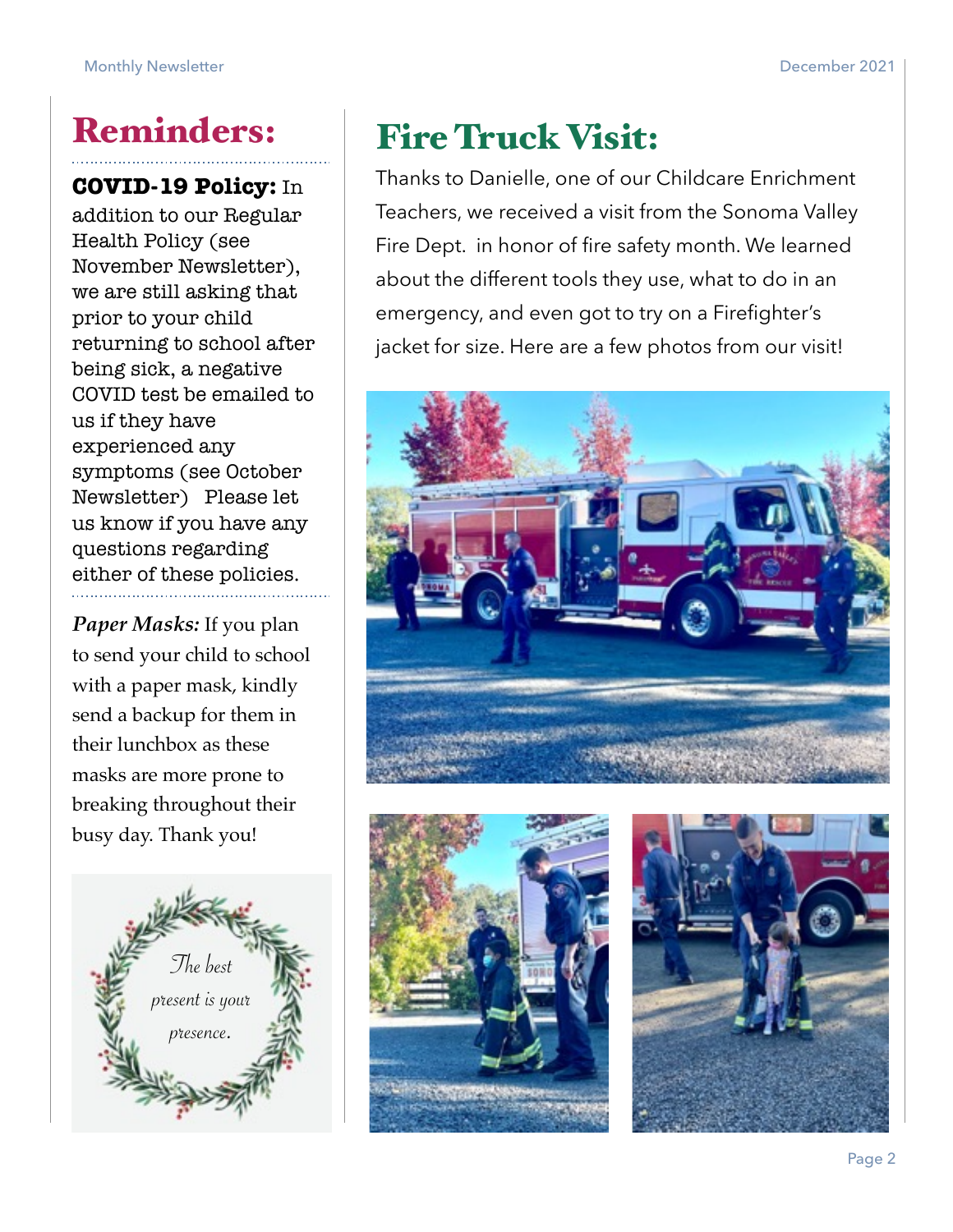## Reminders:

**COVID-19 Policy:** In addition to our Regular Health Policy (see November Newsletter), we are still asking that prior to your child returning to school after being sick, a negative COVID test be emailed to us if they have experienced any symptoms (see October Newsletter) Please let us know if you have any questions regarding either of these policies.

***Paper Masks:*** If you plan to send your child to school with a paper mask, kindly send a backup for them in their lunchbox as these masks are more prone to breaking throughout their busy day. Thank you!

*The best present is your presence.*

## Fire Truck Visit:

Thanks to Danielle, one of our Childcare Enrichment Teachers, we received a visit from the Sonoma Valley Fire Dept. in honor of fire safety month. We learned about the different tools they use, what to do in an emergency, and even got to try on a Firefighter's jacket for size. Here are a few photos from our visit!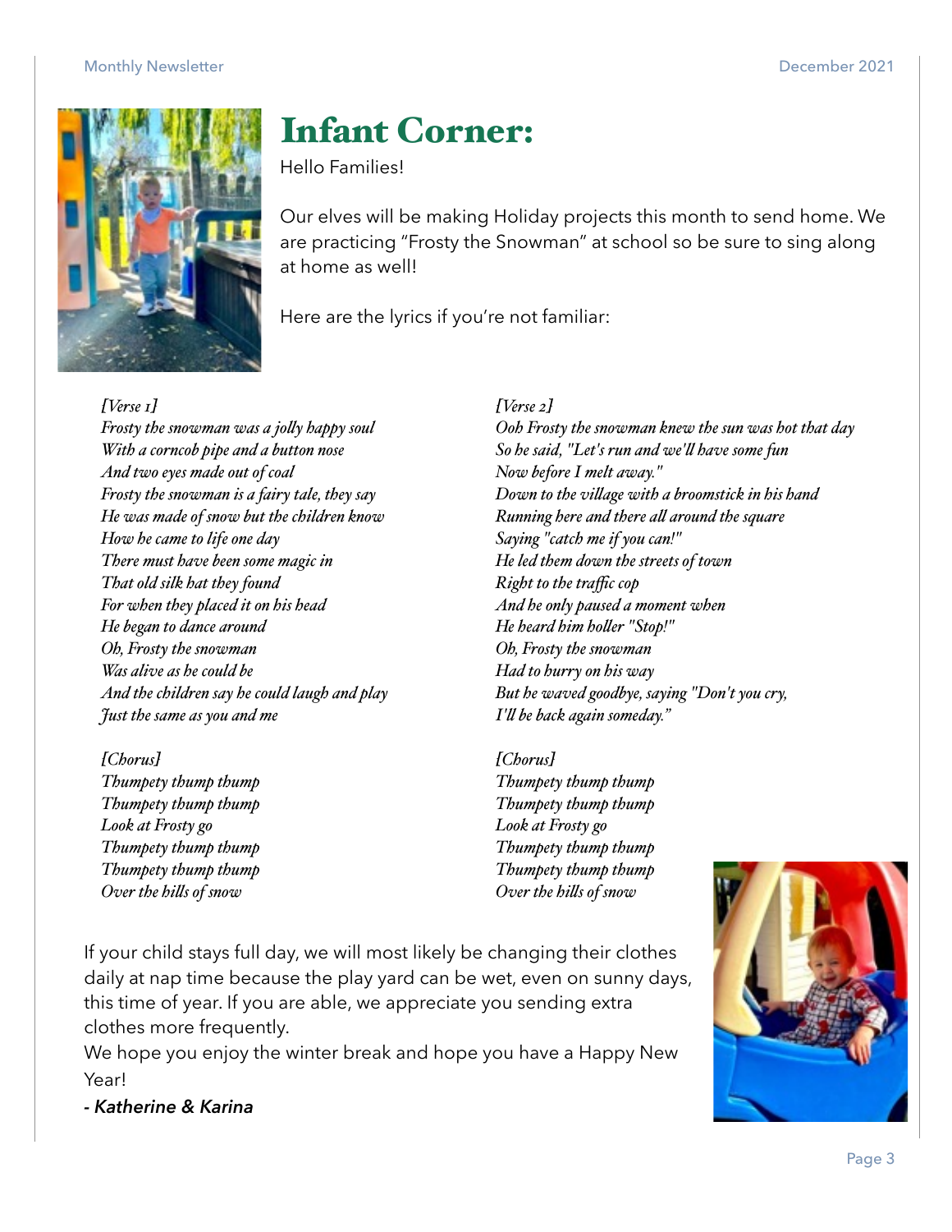# Infant Corner:

Hello Families!

Our elves will be making Holiday projects this month to send home. We are practicing "Frosty the Snowman" at school so be sure to sing along at home as well!

Here are the lyrics if you're not familiar:

*[Verse 1]*
*Frosty the snowman was a jolly happy soul*
*With a corncob pipe and a button nose*
*And two eyes made out of coal*
*Frosty the snowman is a fairy tale, they say*
*He was made of snow but the children know*
*How he came to life one day*
*There must have been some magic in*
*That old silk hat they found*
*For when they placed it on his head*
*He began to dance around*
*Oh, Frosty the snowman*
*Was alive as he could be*
*And the children say he could laugh and play*
*Just the same as you and me*

*[Chorus]*
*Thumpety thump thump*
*Thumpety thump thump*
*Look at Frosty go*
*Thumpety thump thump*
*Thumpety thump thump*
*Over the hills of snow*

*[Verse 2]*
*Ooh Frosty the snowman knew the sun was hot that day*
*So he said, "Let's run and we'll have some fun*
*Now before I melt away."*
*Down to the village with a broomstick in his hand*
*Running here and there all around the square*
*Saying "catch me if you can!"*
*He led them down the streets of town*
*Right to the traffic cop*
*And he only paused a moment when*
*He heard him holler "Stop!"*
*Oh, Frosty the snowman*
*Had to hurry on his way*
*But he waved goodbye, saying "Don't you cry,*
*I'll be back again someday."*

*[Chorus]*
*Thumpety thump thump*
*Thumpety thump thump*
*Look at Frosty go*
*Thumpety thump thump*
*Thumpety thump thump*
*Over the hills of snow*

If your child stays full day, we will most likely be changing their clothes daily at nap time because the play yard can be wet, even on sunny days, this time of year. If you are able, we appreciate you sending extra clothes more frequently.

We hope you enjoy the winter break and hope you have a Happy New Year!

***- Katherine & Karina***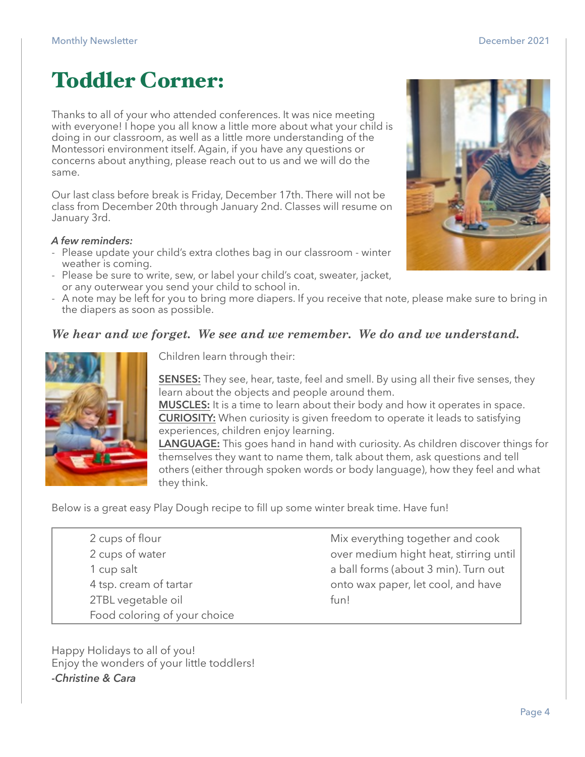# Toddler Corner:

Thanks to all of your who attended conferences. It was nice meeting with everyone! I hope you all know a little more about what your child is doing in our classroom, as well as a little more understanding of the Montessori environment itself. Again, if you have any questions or concerns about anything, please reach out to us and we will do the same.

Our last class before break is Friday, December 17th. There will not be class from December 20th through January 2nd. Classes will resume on January 3rd.

***A few reminders:***

- Please update your child's extra clothes bag in our classroom - winter weather is coming.
- Please be sure to write, sew, or label your child's coat, sweater, jacket, or any outerwear you send your child to school in.
- A note may be left for you to bring more diapers. If you receive that note, please make sure to bring in the diapers as soon as possible.

***We hear and we forget. We see and we remember. We do and we understand.***

Children learn through their:

**SENSES:** They see, hear, taste, feel and smell. By using all their five senses, they learn about the objects and people around them.
**MUSCLES:** It is a time to learn about their body and how it operates in space.
**CURIOSITY:** When curiosity is given freedom to operate it leads to satisfying experiences, children enjoy learning.
**LANGUAGE:** This goes hand in hand with curiosity. As children discover things for themselves they want to name them, talk about them, ask questions and tell others (either through spoken words or body language), how they feel and what they think.

Below is a great easy Play Dough recipe to fill up some winter break time. Have fun!

| Ingredients | Directions |
|---|---|
| 2 cups of flour<br>2 cups of water<br>1 cup salt<br>4 tsp. cream of tartar<br>2TBL vegetable oil<br>Food coloring of your choice | Mix everything together and cook over medium hight heat, stirring until a ball forms (about 3 min). Turn out onto wax paper, let cool, and have fun! |

Happy Holidays to all of you!
Enjoy the wonders of your little toddlers!
***-Christine & Cara***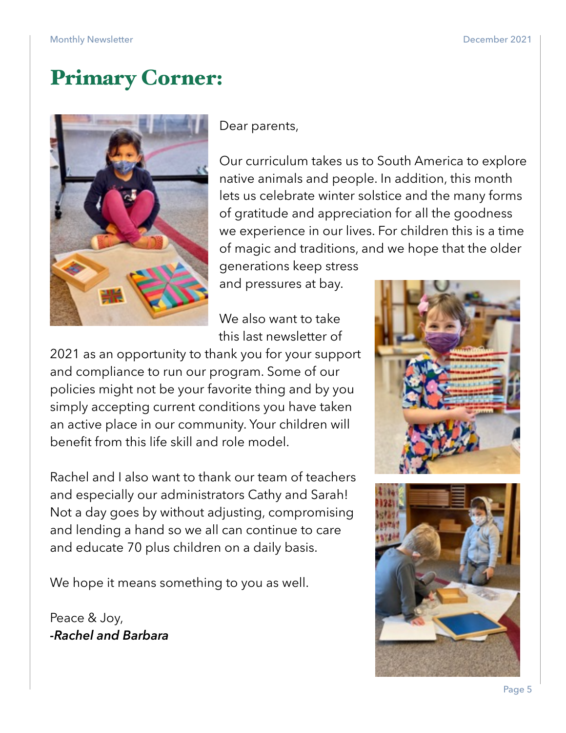# Primary Corner:

Dear parents,

Our curriculum takes us to South America to explore native animals and people. In addition, this month lets us celebrate winter solstice and the many forms of gratitude and appreciation for all the goodness we experience in our lives. For children this is a time of magic and traditions, and we hope that the older generations keep stress and pressures at bay.

We also want to take this last newsletter of 2021 as an opportunity to thank you for your support and compliance to run our program. Some of our policies might not be your favorite thing and by you simply accepting current conditions you have taken an active place in our community. Your children will benefit from this life skill and role model.

Rachel and I also want to thank our team of teachers and especially our administrators Cathy and Sarah! Not a day goes by without adjusting, compromising and lending a hand so we all can continue to care and educate 70 plus children on a daily basis.

We hope it means something to you as well.

Peace & Joy,
***-Rachel and Barbara***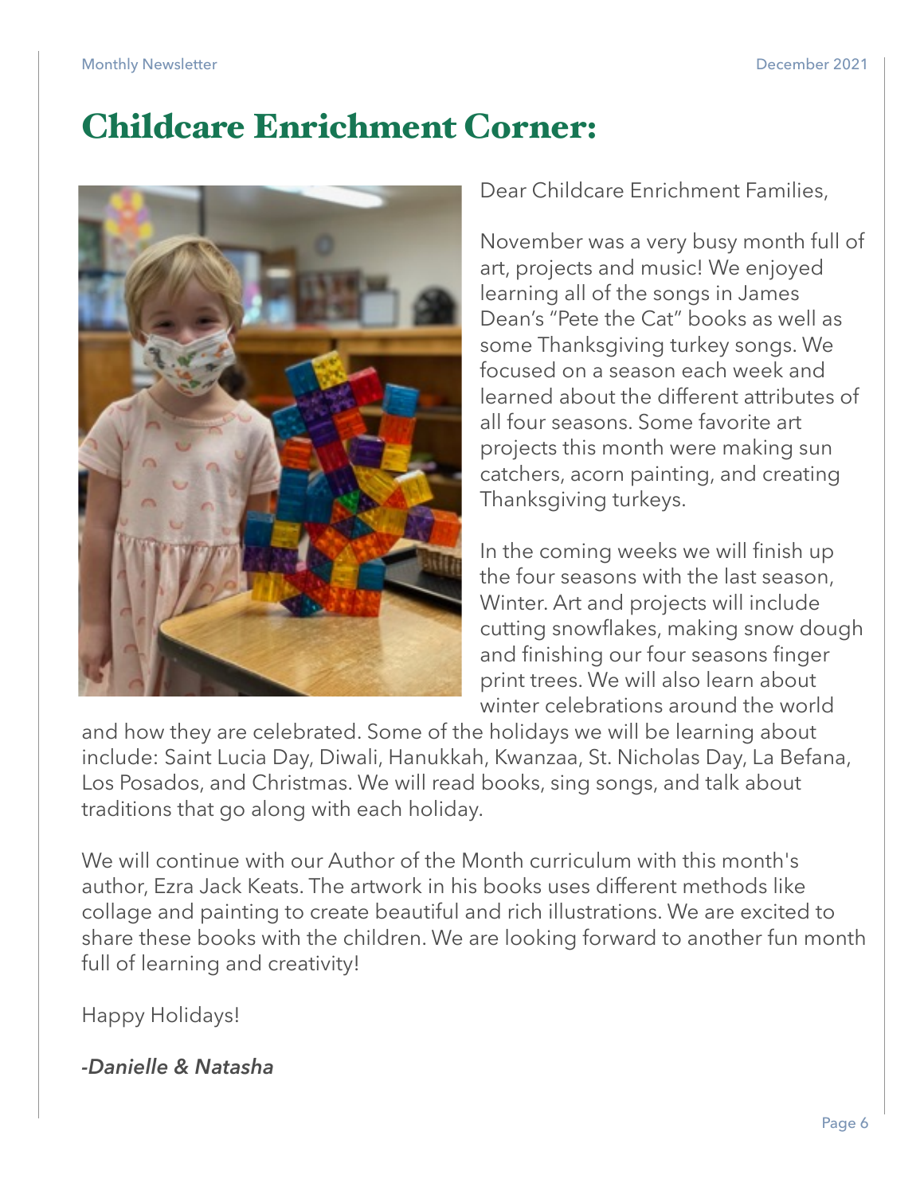# Childcare Enrichment Corner:

Dear Childcare Enrichment Families,

November was a very busy month full of art, projects and music! We enjoyed learning all of the songs in James Dean's "Pete the Cat" books as well as some Thanksgiving turkey songs. We focused on a season each week and learned about the different attributes of all four seasons. Some favorite art projects this month were making sun catchers, acorn painting, and creating Thanksgiving turkeys.

In the coming weeks we will finish up the four seasons with the last season, Winter. Art and projects will include cutting snowflakes, making snow dough and finishing our four seasons finger print trees. We will also learn about winter celebrations around the world and how they are celebrated. Some of the holidays we will be learning about include: Saint Lucia Day, Diwali, Hanukkah, Kwanzaa, St. Nicholas Day, La Befana, Los Posados, and Christmas. We will read books, sing songs, and talk about traditions that go along with each holiday.

We will continue with our Author of the Month curriculum with this month's author, Ezra Jack Keats. The artwork in his books uses different methods like collage and painting to create beautiful and rich illustrations. We are excited to share these books with the children. We are looking forward to another fun month full of learning and creativity!

Happy Holidays!

***-Danielle & Natasha***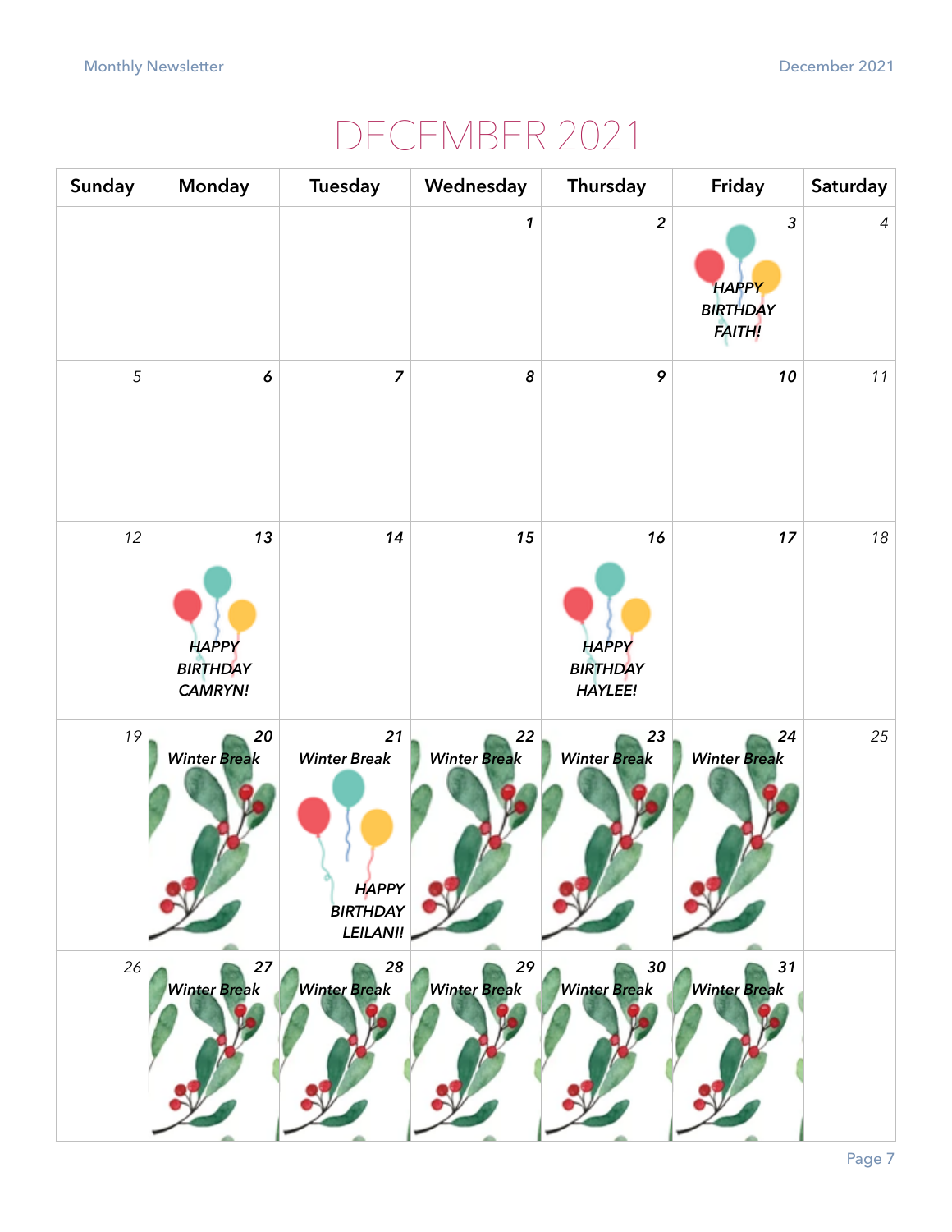# DECEMBER 2021

| Sunday | Monday | Tuesday | Wednesday | Thursday | Friday | Saturday |
|---|---|---|---|---|---|---|
| | | | 1 | 2 | 3 HAPPY BIRTHDAY FAITH! | 4 |
| 5 | 6 | 7 | 8 | 9 | 10 | 11 |
| 12 | 13 HAPPY BIRTHDAY CAMRYN! | 14 | 15 | 16 HAPPY BIRTHDAY HAYLEE! | 17 | 18 |
| 19 | 20 Winter Break | 21 Winter Break HAPPY BIRTHDAY LEILANI! | 22 Winter Break | 23 Winter Break | 24 Winter Break | 25 |
| 26 | 27 Winter Break | 28 Winter Break | 29 Winter Break | 30 Winter Break | 31 Winter Break | |